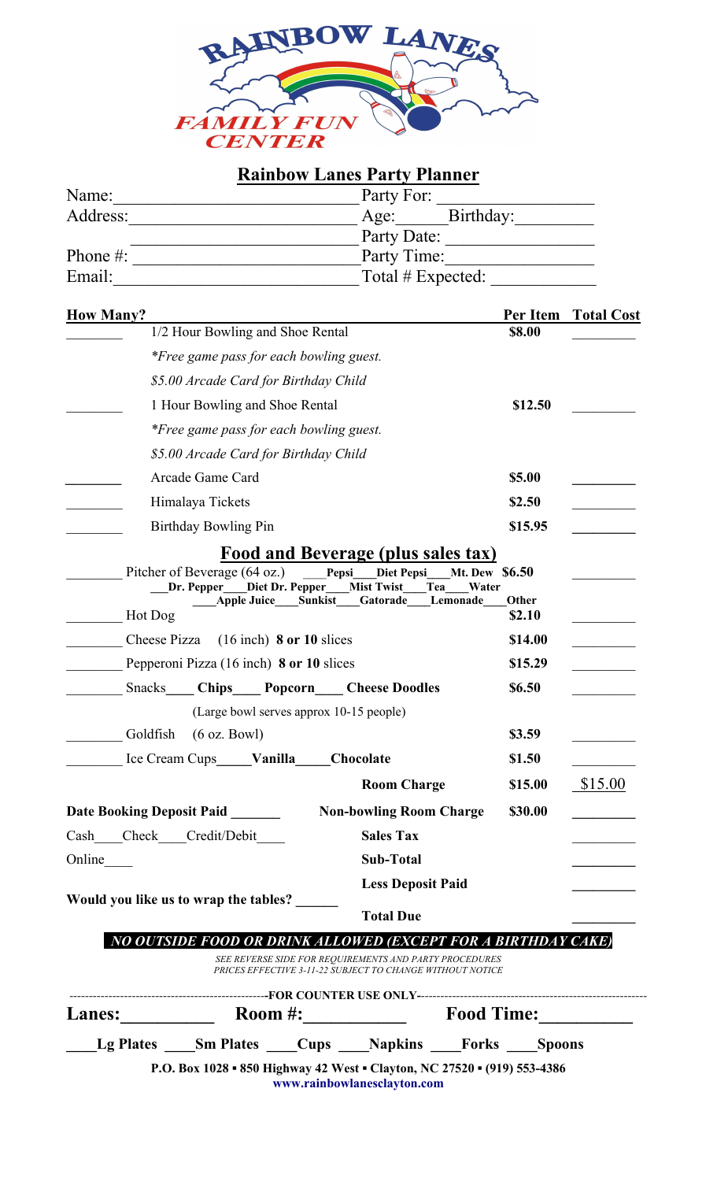# RAINBOW LANES FAMILY FUN CENTER

## Rainbow Lanes Party Planner

Name:\_\_\_\_\_\_\_\_\_\_\_\_\_\_\_\_\_\_\_\_\_\_\_\_\_\_ Party For: \_\_\_\_\_\_\_\_\_\_\_\_\_\_\_\_

Address:\_\_\_\_\_\_\_\_\_\_\_\_\_\_\_\_\_\_\_\_\_\_\_\_ Age:\_\_\_\_\_Birthday:\_\_\_\_\_\_\_\_\_

\_\_\_\_\_\_\_\_\_\_\_\_\_\_\_\_\_\_\_\_\_\_\_\_\_\_\_\_\_\_\_\_ Party Date: \_\_\_\_\_\_\_\_\_\_\_\_\_\_\_\_

Phone #: \_\_\_\_\_\_\_\_\_\_\_\_\_\_\_\_\_\_\_\_\_\_\_\_ Party Time:\_\_\_\_\_\_\_\_\_\_\_\_\_\_\_\_

Email:\_\_\_\_\_\_\_\_\_\_\_\_\_\_\_\_\_\_\_\_\_\_\_\_\_\_\_ Total # Expected: \_\_\_\_\_\_\_\_\_\_\_\_

| How Many? | | Per Item | Total Cost |
|---|---|---|---|
| \_\_\_\_\_\_\_\_ | 1/2 Hour Bowling and Shoe Rental<br>*\*Free game pass for each bowling guest.*<br>*$5.00 Arcade Card for Birthday Child* | **$8.00** | \_\_\_\_\_\_\_\_ |
| \_\_\_\_\_\_\_\_ | 1 Hour Bowling and Shoe Rental<br>*\*Free game pass for each bowling guest.*<br>*$5.00 Arcade Card for Birthday Child* | **$12.50** | \_\_\_\_\_\_\_\_ |
| \_\_\_\_\_\_\_\_ | Arcade Game Card | **$5.00** | \_\_\_\_\_\_\_\_ |
| \_\_\_\_\_\_\_\_ | Himalaya Tickets | **$2.50** | \_\_\_\_\_\_\_\_ |
| \_\_\_\_\_\_\_\_ | Birthday Bowling Pin | **$15.95** | \_\_\_\_\_\_\_\_ |

### Food and Beverage (plus sales tax)

| How Many? | | Per Item | Total Cost |
|---|---|---|---|
| \_\_\_\_\_\_\_\_ | Pitcher of Beverage (64 oz.) \_\_\_\_**Pepsi**\_\_\_**Diet Pepsi**\_\_\_**Mt. Dew**<br>\_\_\_**Dr. Pepper**\_\_\_**Diet Dr. Pepper**\_\_\_**Mist Twist**\_\_\_**Tea**\_\_\_**Water**<br>\_\_\_**Apple Juice**\_\_\_**Sunkist**\_\_\_**Gatorade**\_\_\_**Lemonade**\_\_\_**Other** | **$6.50** | \_\_\_\_\_\_\_\_ |
| \_\_\_\_\_\_\_\_ | Hot Dog | **$2.10** | \_\_\_\_\_\_\_\_ |
| \_\_\_\_\_\_\_\_ | Cheese Pizza (16 inch) **8 or 10** slices | **$14.00** | \_\_\_\_\_\_\_\_ |
| \_\_\_\_\_\_\_\_ | Pepperoni Pizza (16 inch) **8 or 10** slices | **$15.29** | \_\_\_\_\_\_\_\_ |
| \_\_\_\_\_\_\_\_ | Snacks\_\_\_\_ **Chips**\_\_\_\_ **Popcorn**\_\_\_\_ **Cheese Doodles**<br>(Large bowl serves approx 10-15 people) | **$6.50** | \_\_\_\_\_\_\_\_ |
| \_\_\_\_\_\_\_\_ | Goldfish (6 oz. Bowl) | **$3.59** | \_\_\_\_\_\_\_\_ |
| \_\_\_\_\_\_\_\_ | Ice Cream Cups\_\_\_\_\_**Vanilla**\_\_\_\_\_**Chocolate** | **$1.50** | \_\_\_\_\_\_\_\_ |
| | **Room Charge** | **$15.00** | $15.00 |
| **Date Booking Deposit Paid** \_\_\_\_\_\_ | **Non-bowling Room Charge** | **$30.00** | \_\_\_\_\_\_\_\_ |
| Cash\_\_\_\_Check\_\_\_\_Credit/Debit\_\_\_\_ | **Sales Tax** | | \_\_\_\_\_\_\_\_ |
| Online\_\_\_\_ | **Sub-Total** | | \_\_\_\_\_\_\_\_ |
| | **Less Deposit Paid** | | \_\_\_\_\_\_\_\_ |
| **Would you like us to wrap the tables?** \_\_\_\_\_\_ | **Total Due** | | \_\_\_\_\_\_\_\_ |

***NO OUTSIDE FOOD OR DRINK ALLOWED (EXCEPT FOR A BIRTHDAY CAKE)***

*SEE REVERSE SIDE FOR REQUIREMENTS AND PARTY PROCEDURES*
*PRICES EFFECTIVE 3-11-22 SUBJECT TO CHANGE WITHOUT NOTICE*

---FOR COUNTER USE ONLY---

**Lanes:**\_\_\_\_\_\_\_\_\_\_ **Room #:**\_\_\_\_\_\_\_\_\_\_ **Food Time:**\_\_\_\_\_\_\_\_\_\_

\_\_\_\_**Lg Plates** \_\_\_\_**Sm Plates** \_\_\_\_**Cups** \_\_\_\_**Napkins** \_\_\_\_**Forks** \_\_\_\_**Spoons**

**P.O. Box 1028 ▪ 850 Highway 42 West ▪ Clayton, NC 27520 ▪ (919) 553-4386**
**www.rainbowlanesclayton.com**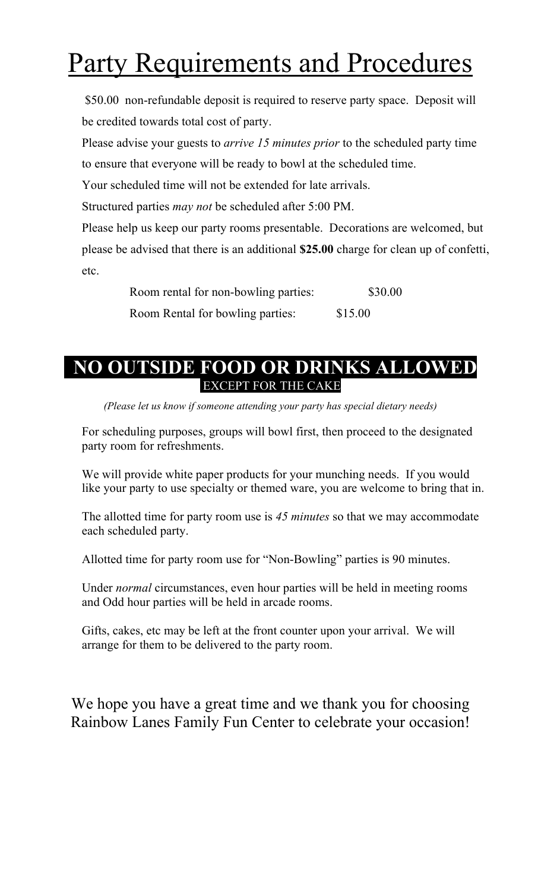# Party Requirements and Procedures

$50.00 non-refundable deposit is required to reserve party space. Deposit will be credited towards total cost of party.

Please advise your guests to *arrive 15 minutes prior* to the scheduled party time to ensure that everyone will be ready to bowl at the scheduled time.

Your scheduled time will not be extended for late arrivals.

Structured parties *may not* be scheduled after 5:00 PM.

Please help us keep our party rooms presentable. Decorations are welcomed, but please be advised that there is an additional **$25.00** charge for clean up of confetti, etc.

| | |
|---|---|
| Room rental for non-bowling parties: | $30.00 |
| Room Rental for bowling parties: | $15.00 |

## NO OUTSIDE FOOD OR DRINKS ALLOWED

EXCEPT FOR THE CAKE

*(Please let us know if someone attending your party has special dietary needs)*

For scheduling purposes, groups will bowl first, then proceed to the designated party room for refreshments.

We will provide white paper products for your munching needs. If you would like your party to use specialty or themed ware, you are welcome to bring that in.

The allotted time for party room use is *45 minutes* so that we may accommodate each scheduled party.

Allotted time for party room use for "Non-Bowling" parties is 90 minutes.

Under *normal* circumstances, even hour parties will be held in meeting rooms and Odd hour parties will be held in arcade rooms.

Gifts, cakes, etc may be left at the front counter upon your arrival. We will arrange for them to be delivered to the party room.

We hope you have a great time and we thank you for choosing Rainbow Lanes Family Fun Center to celebrate your occasion!